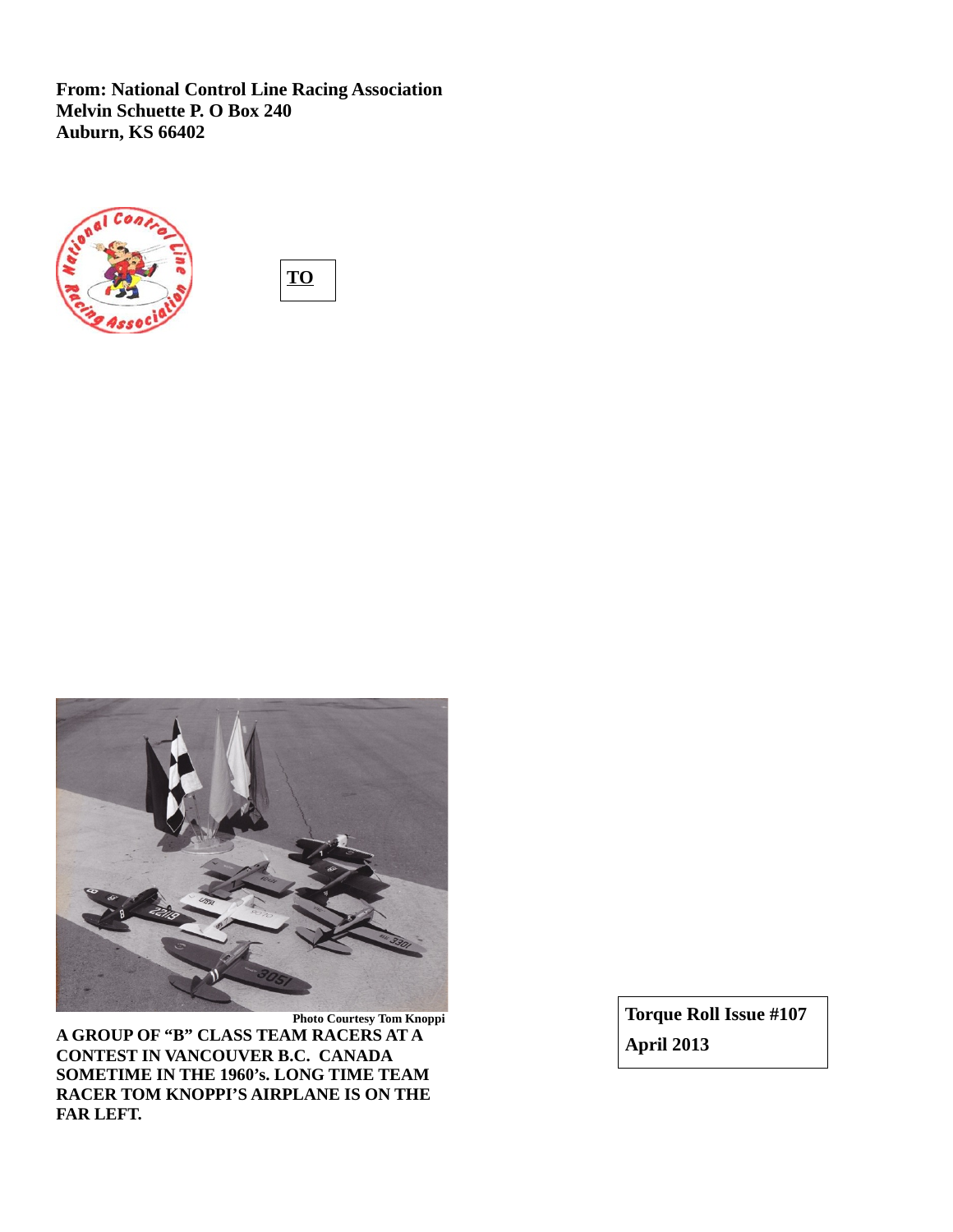**From: National Control Line Racing Association**
**Melvin Schuette P. O Box 240**
**Auburn, KS 66402**

**TO**

Photo Courtesy Tom Knoppi

**A GROUP OF "B" CLASS TEAM RACERS AT A CONTEST IN VANCOUVER B.C. CANADA SOMETIME IN THE 1960's. LONG TIME TEAM RACER TOM KNOPPI'S AIRPLANE IS ON THE FAR LEFT.**

**Torque Roll Issue #107**

**April 2013**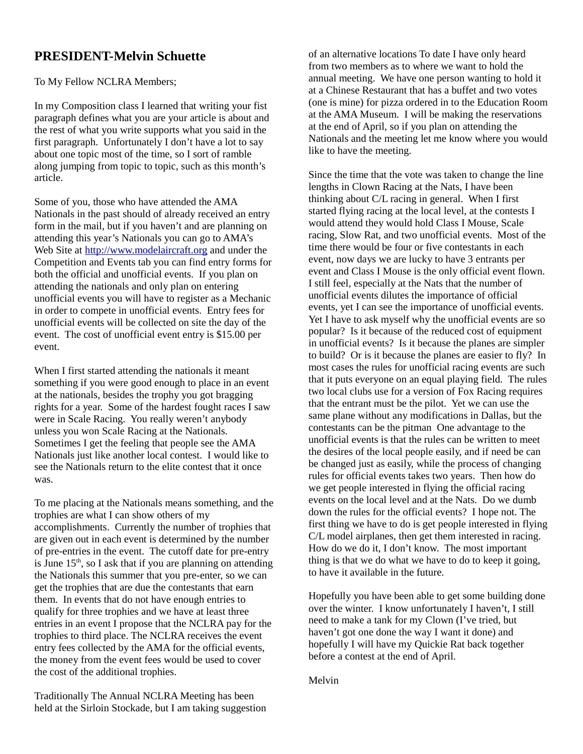## PRESIDENT-Melvin Schuette

To My Fellow NCLRA Members;

In my Composition class I learned that writing your fist paragraph defines what you are your article is about and the rest of what you write supports what you said in the first paragraph. Unfortunately I don't have a lot to say about one topic most of the time, so I sort of ramble along jumping from topic to topic, such as this month's article.

Some of you, those who have attended the AMA Nationals in the past should of already received an entry form in the mail, but if you haven't and are planning on attending this year's Nationals you can go to AMA's Web Site at http://www.modelaircraft.org and under the Competition and Events tab you can find entry forms for both the official and unofficial events. If you plan on attending the nationals and only plan on entering unofficial events you will have to register as a Mechanic in order to compete in unofficial events. Entry fees for unofficial events will be collected on site the day of the event. The cost of unofficial event entry is $15.00 per event.

When I first started attending the nationals it meant something if you were good enough to place in an event at the nationals, besides the trophy you got bragging rights for a year. Some of the hardest fought races I saw were in Scale Racing. You really weren't anybody unless you won Scale Racing at the Nationals. Sometimes I get the feeling that people see the AMA Nationals just like another local contest. I would like to see the Nationals return to the elite contest that it once was.

To me placing at the Nationals means something, and the trophies are what I can show others of my accomplishments. Currently the number of trophies that are given out in each event is determined by the number of pre-entries in the event. The cutoff date for pre-entry is June 15th, so I ask that if you are planning on attending the Nationals this summer that you pre-enter, so we can get the trophies that are due the contestants that earn them. In events that do not have enough entries to qualify for three trophies and we have at least three entries in an event I propose that the NCLRA pay for the trophies to third place. The NCLRA receives the event entry fees collected by the AMA for the official events, the money from the event fees would be used to cover the cost of the additional trophies.

Traditionally The Annual NCLRA Meeting has been held at the Sirloin Stockade, but I am taking suggestion of an alternative locations To date I have only heard from two members as to where we want to hold the annual meeting. We have one person wanting to hold it at a Chinese Restaurant that has a buffet and two votes (one is mine) for pizza ordered in to the Education Room at the AMA Museum. I will be making the reservations at the end of April, so if you plan on attending the Nationals and the meeting let me know where you would like to have the meeting.

Since the time that the vote was taken to change the line lengths in Clown Racing at the Nats, I have been thinking about C/L racing in general. When I first started flying racing at the local level, at the contests I would attend they would hold Class I Mouse, Scale racing, Slow Rat, and two unofficial events. Most of the time there would be four or five contestants in each event, now days we are lucky to have 3 entrants per event and Class I Mouse is the only official event flown. I still feel, especially at the Nats that the number of unofficial events dilutes the importance of official events, yet I can see the importance of unofficial events. Yet I have to ask myself why the unofficial events are so popular? Is it because of the reduced cost of equipment in unofficial events? Is it because the planes are simpler to build? Or is it because the planes are easier to fly? In most cases the rules for unofficial racing events are such that it puts everyone on an equal playing field. The rules two local clubs use for a version of Fox Racing requires that the entrant must be the pilot. Yet we can use the same plane without any modifications in Dallas, but the contestants can be the pitman One advantage to the unofficial events is that the rules can be written to meet the desires of the local people easily, and if need be can be changed just as easily, while the process of changing rules for official events takes two years. Then how do we get people interested in flying the official racing events on the local level and at the Nats. Do we dumb down the rules for the official events? I hope not. The first thing we have to do is get people interested in flying C/L model airplanes, then get them interested in racing. How do we do it, I don't know. The most important thing is that we do what we have to do to keep it going, to have it available in the future.

Hopefully you have been able to get some building done over the winter. I know unfortunately I haven't, I still need to make a tank for my Clown (I've tried, but haven't got one done the way I want it done) and hopefully I will have my Quickie Rat back together before a contest at the end of April.

Melvin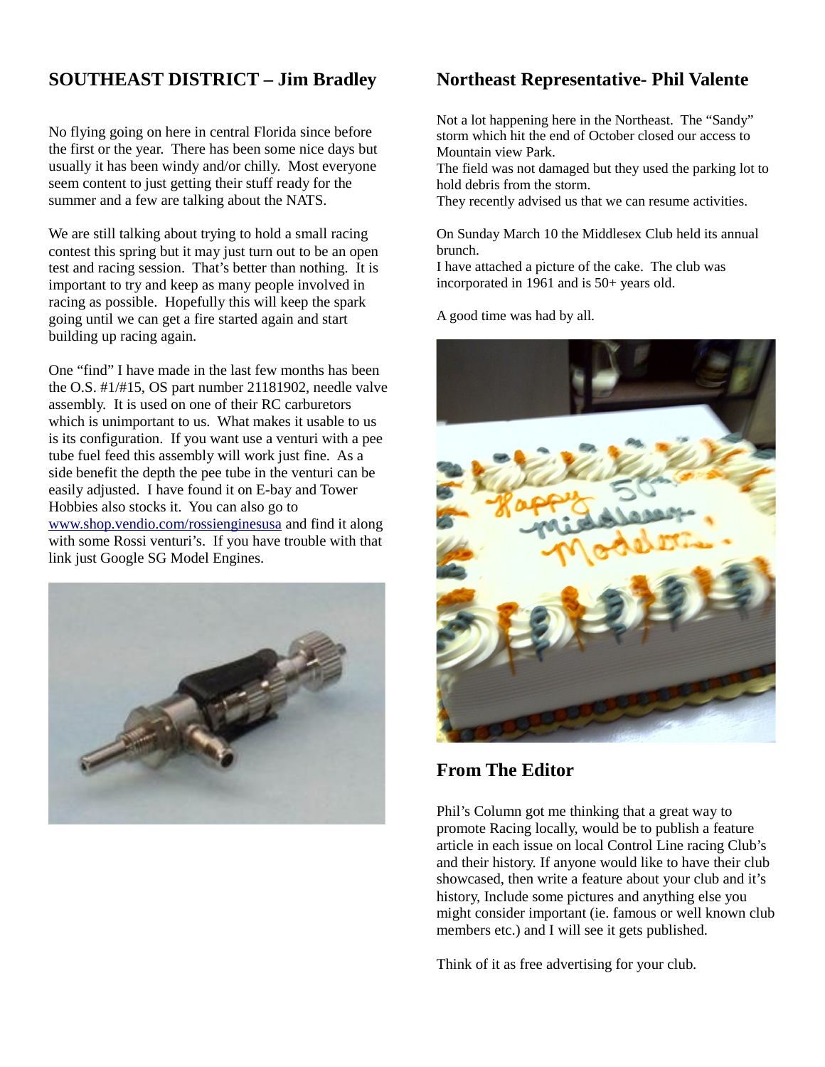## SOUTHEAST DISTRICT – Jim Bradley

No flying going on here in central Florida since before the first or the year. There has been some nice days but usually it has been windy and/or chilly. Most everyone seem content to just getting their stuff ready for the summer and a few are talking about the NATS.

We are still talking about trying to hold a small racing contest this spring but it may just turn out to be an open test and racing session. That's better than nothing. It is important to try and keep as many people involved in racing as possible. Hopefully this will keep the spark going until we can get a fire started again and start building up racing again.

One "find" I have made in the last few months has been the O.S. #1/#15, OS part number 21181902, needle valve assembly. It is used on one of their RC carburetors which is unimportant to us. What makes it usable to us is its configuration. If you want use a venturi with a pee tube fuel feed this assembly will work just fine. As a side benefit the depth the pee tube in the venturi can be easily adjusted. I have found it on E-bay and Tower Hobbies also stocks it. You can also go to [www.shop.vendio.com/rossienginesusa](www.shop.vendio.com/rossienginesusa) and find it along with some Rossi venturi's. If you have trouble with that link just Google SG Model Engines.

## Northeast Representative- Phil Valente

Not a lot happening here in the Northeast. The "Sandy" storm which hit the end of October closed our access to Mountain view Park.
The field was not damaged but they used the parking lot to hold debris from the storm.
They recently advised us that we can resume activities.

On Sunday March 10 the Middlesex Club held its annual brunch.
I have attached a picture of the cake. The club was incorporated in 1961 and is 50+ years old.

A good time was had by all.

## From The Editor

Phil's Column got me thinking that a great way to promote Racing locally, would be to publish a feature article in each issue on local Control Line racing Club's and their history. If anyone would like to have their club showcased, then write a feature about your club and it's history, Include some pictures and anything else you might consider important (ie. famous or well known club members etc.) and I will see it gets published.

Think of it as free advertising for your club.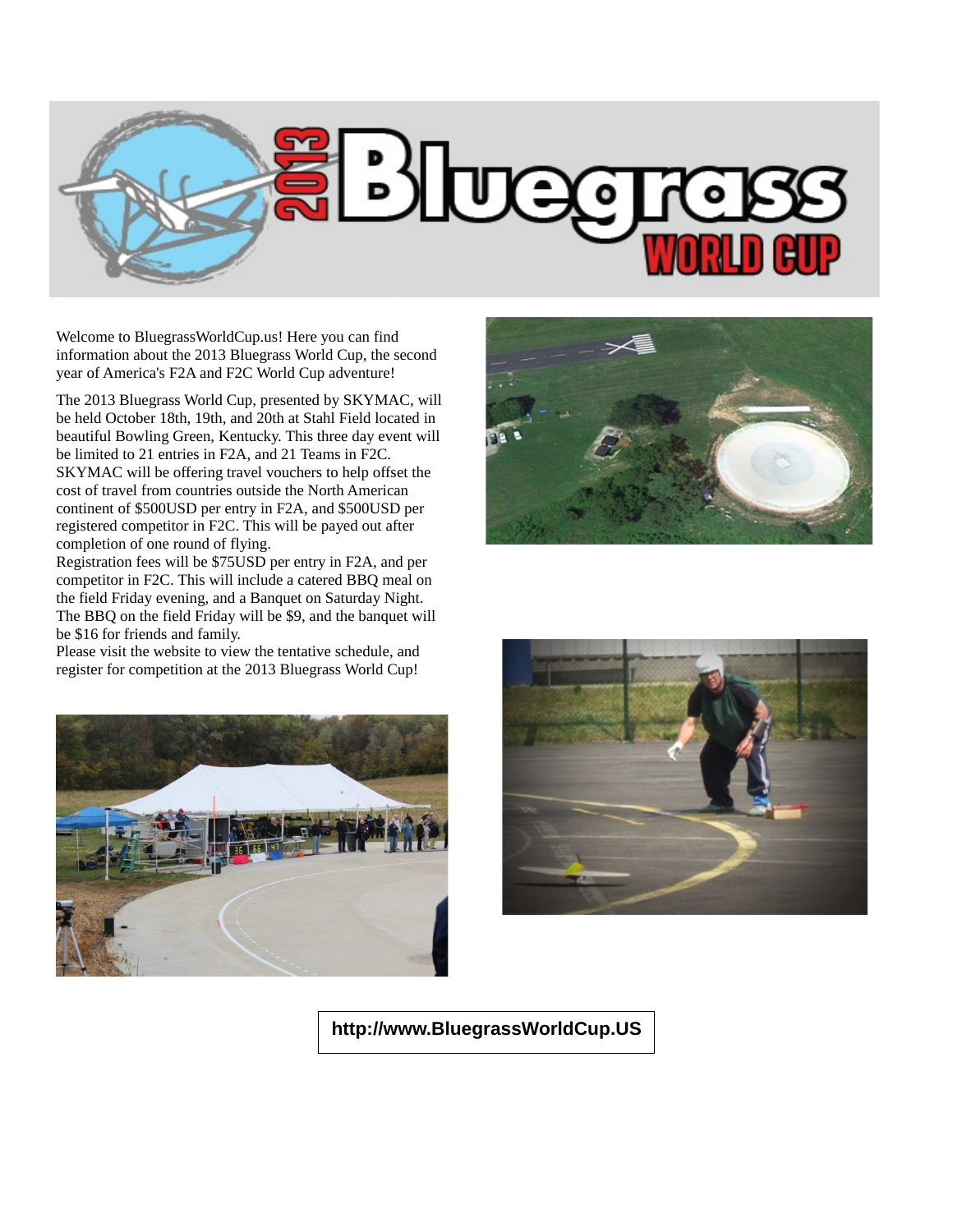# 2013 Bluegrass WORLD CUP

Welcome to BluegrassWorldCup.us! Here you can find information about the 2013 Bluegrass World Cup, the second year of America's F2A and F2C World Cup adventure!

The 2013 Bluegrass World Cup, presented by SKYMAC, will be held October 18th, 19th, and 20th at Stahl Field located in beautiful Bowling Green, Kentucky. This three day event will be limited to 21 entries in F2A, and 21 Teams in F2C. SKYMAC will be offering travel vouchers to help offset the cost of travel from countries outside the North American continent of $500USD per entry in F2A, and $500USD per registered competitor in F2C. This will be payed out after completion of one round of flying.
Registration fees will be $75USD per entry in F2A, and per competitor in F2C. This will include a catered BBQ meal on the field Friday evening, and a Banquet on Saturday Night. The BBQ on the field Friday will be $9, and the banquet will be $16 for friends and family.
Please visit the website to view the tentative schedule, and register for competition at the 2013 Bluegrass World Cup!

**http://www.BluegrassWorldCup.US**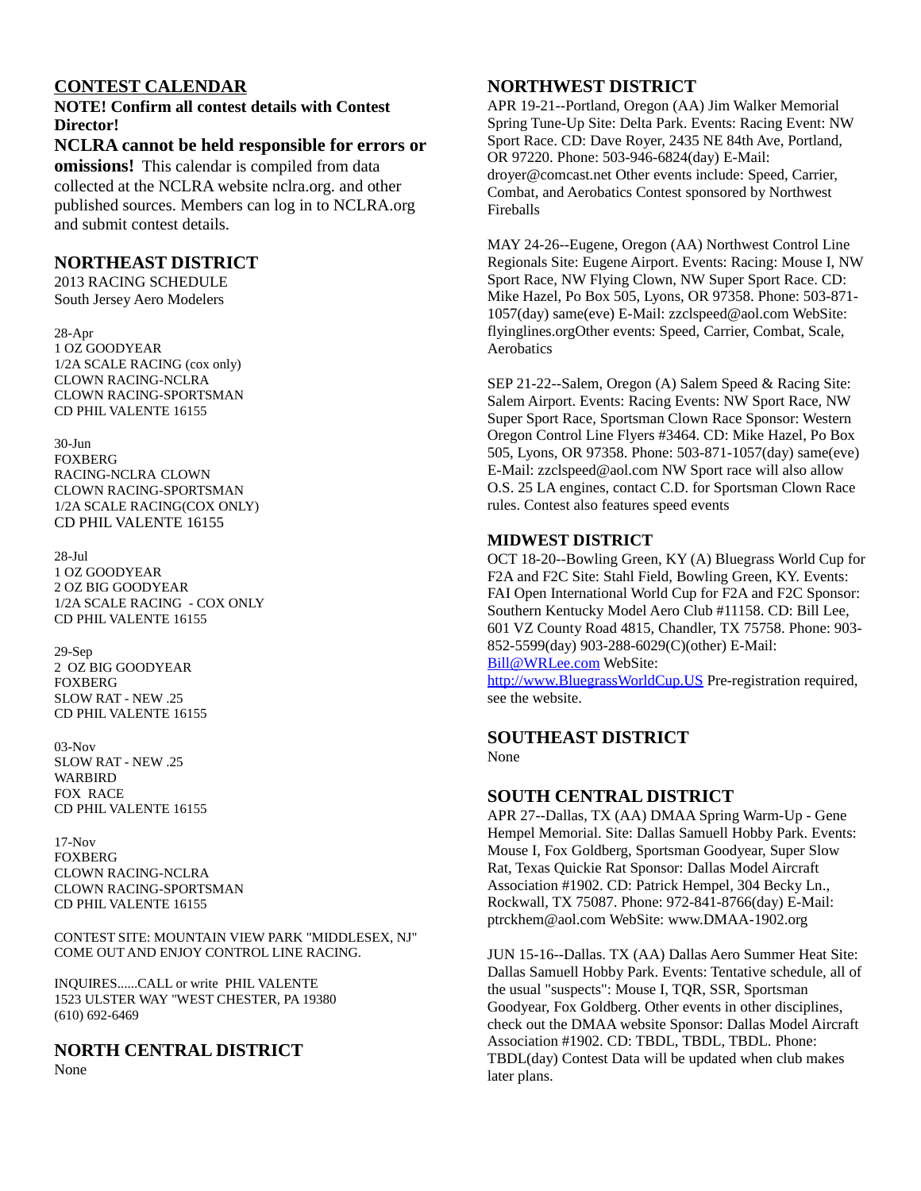## CONTEST CALENDAR

**NOTE! Confirm all contest details with Contest Director!**

**NCLRA cannot be held responsible for errors or omissions!** This calendar is compiled from data collected at the NCLRA website nclra.org. and other published sources. Members can log in to NCLRA.org and submit contest details.

## NORTHEAST DISTRICT

2013 RACING SCHEDULE
South Jersey Aero Modelers

28-Apr
1 OZ GOODYEAR
1/2A SCALE RACING (cox only)
CLOWN RACING-NCLRA
CLOWN RACING-SPORTSMAN
CD PHIL VALENTE 16155

30-Jun
FOXBERG
RACING-NCLRA CLOWN
CLOWN RACING-SPORTSMAN
1/2A SCALE RACING(COX ONLY)
CD PHIL VALENTE 16155

28-Jul
1 OZ GOODYEAR
2 OZ BIG GOODYEAR
1/2A SCALE RACING - COX ONLY
CD PHIL VALENTE 16155

29-Sep
2 OZ BIG GOODYEAR
FOXBERG
SLOW RAT - NEW .25
CD PHIL VALENTE 16155

03-Nov
SLOW RAT - NEW .25
WARBIRD
FOX RACE
CD PHIL VALENTE 16155

17-Nov
FOXBERG
CLOWN RACING-NCLRA
CLOWN RACING-SPORTSMAN
CD PHIL VALENTE 16155

CONTEST SITE: MOUNTAIN VIEW PARK "MIDDLESEX, NJ"
COME OUT AND ENJOY CONTROL LINE RACING.

INQUIRES......CALL or write PHIL VALENTE
1523 ULSTER WAY "WEST CHESTER, PA 19380
(610) 692-6469

## NORTH CENTRAL DISTRICT

None

## NORTHWEST DISTRICT

APR 19-21--Portland, Oregon (AA) Jim Walker Memorial Spring Tune-Up Site: Delta Park. Events: Racing Event: NW Sport Race. CD: Dave Royer, 2435 NE 84th Ave, Portland, OR 97220. Phone: 503-946-6824(day) E-Mail: droyer@comcast.net Other events include: Speed, Carrier, Combat, and Aerobatics Contest sponsored by Northwest Fireballs

MAY 24-26--Eugene, Oregon (AA) Northwest Control Line Regionals Site: Eugene Airport. Events: Racing: Mouse I, NW Sport Race, NW Flying Clown, NW Super Sport Race. CD: Mike Hazel, Po Box 505, Lyons, OR 97358. Phone: 503-871-1057(day) same(eve) E-Mail: zzclspeed@aol.com WebSite: flyinglines.orgOther events: Speed, Carrier, Combat, Scale, Aerobatics

SEP 21-22--Salem, Oregon (A) Salem Speed & Racing Site: Salem Airport. Events: Racing Events: NW Sport Race, NW Super Sport Race, Sportsman Clown Race Sponsor: Western Oregon Control Line Flyers #3464. CD: Mike Hazel, Po Box 505, Lyons, OR 97358. Phone: 503-871-1057(day) same(eve) E-Mail: zzclspeed@aol.com NW Sport race will also allow O.S. 25 LA engines, contact C.D. for Sportsman Clown Race rules. Contest also features speed events

### MIDWEST DISTRICT

OCT 18-20--Bowling Green, KY (A) Bluegrass World Cup for F2A and F2C Site: Stahl Field, Bowling Green, KY. Events: FAI Open International World Cup for F2A and F2C Sponsor: Southern Kentucky Model Aero Club #11158. CD: Bill Lee, 601 VZ County Road 4815, Chandler, TX 75758. Phone: 903-852-5599(day) 903-288-6029(C)(other) E-Mail: Bill@WRLee.com WebSite: http://www.BluegrassWorldCup.US Pre-registration required, see the website.

## SOUTHEAST DISTRICT

None

## SOUTH CENTRAL DISTRICT

APR 27--Dallas, TX (AA) DMAA Spring Warm-Up - Gene Hempel Memorial. Site: Dallas Samuell Hobby Park. Events: Mouse I, Fox Goldberg, Sportsman Goodyear, Super Slow Rat, Texas Quickie Rat Sponsor: Dallas Model Aircraft Association #1902. CD: Patrick Hempel, 304 Becky Ln., Rockwall, TX 75087. Phone: 972-841-8766(day) E-Mail: ptrckhem@aol.com WebSite: www.DMAA-1902.org

JUN 15-16--Dallas. TX (AA) Dallas Aero Summer Heat Site: Dallas Samuell Hobby Park. Events: Tentative schedule, all of the usual "suspects": Mouse I, TQR, SSR, Sportsman Goodyear, Fox Goldberg. Other events in other disciplines, check out the DMAA website Sponsor: Dallas Model Aircraft Association #1902. CD: TBDL, TBDL, TBDL. Phone: TBDL(day) Contest Data will be updated when club makes later plans.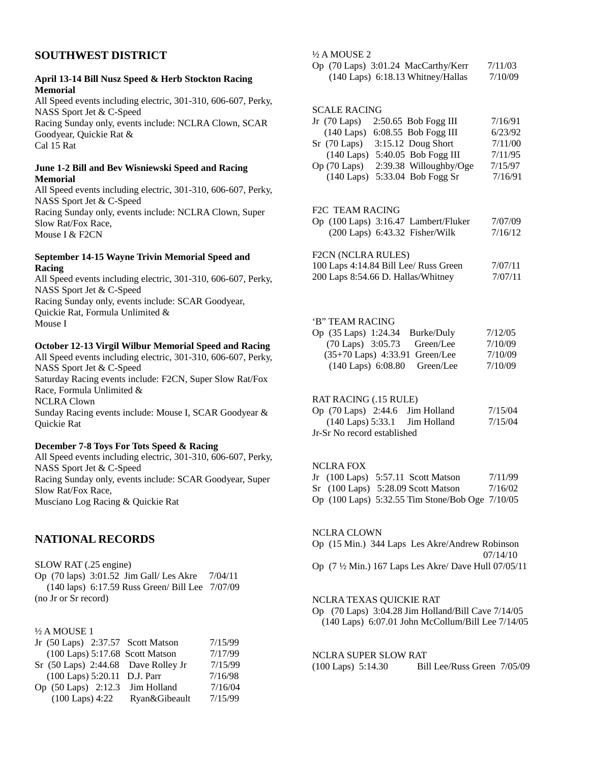## SOUTHWEST DISTRICT

**April 13-14 Bill Nusz Speed & Herb Stockton Racing Memorial**
All Speed events including electric, 301-310, 606-607, Perky, NASS Sport Jet & C-Speed
Racing Sunday only, events include: NCLRA Clown, SCAR Goodyear, Quickie Rat &
Cal 15 Rat

**June 1-2 Bill and Bev Wisniewski Speed and Racing Memorial**
All Speed events including electric, 301-310, 606-607, Perky, NASS Sport Jet & C-Speed
Racing Sunday only, events include: NCLRA Clown, Super Slow Rat/Fox Race,
Mouse I & F2CN

**September 14-15 Wayne Trivin Memorial Speed and Racing**
All Speed events including electric, 301-310, 606-607, Perky, NASS Sport Jet & C-Speed
Racing Sunday only, events include: SCAR Goodyear, Quickie Rat, Formula Unlimited &
Mouse I

**October 12-13 Virgil Wilbur Memorial Speed and Racing**
All Speed events including electric, 301-310, 606-607, Perky, NASS Sport Jet & C-Speed
Saturday Racing events include: F2CN, Super Slow Rat/Fox Race, Formula Unlimited &
NCLRA Clown
Sunday Racing events include: Mouse I, SCAR Goodyear & Quickie Rat

**December 7-8 Toys For Tots Speed & Racing**
All Speed events including electric, 301-310, 606-607, Perky, NASS Sport Jet & C-Speed
Racing Sunday only, events include: SCAR Goodyear, Super Slow Rat/Fox Race,
Musciano Log Racing & Quickie Rat

## NATIONAL RECORDS

SLOW RAT (.25 engine)
Op (70 laps) 3:01.52 Jim Gall/ Les Akre 7/04/11
(140 laps) 6:17.59 Russ Green/ Bill Lee 7/07/09
(no Jr or Sr record)

½ A MOUSE 1
Jr (50 Laps) 2:37.57 Scott Matson 7/15/99
(100 Laps) 5:17.68 Scott Matson 7/17/99
Sr (50 Laps) 2:44.68 Dave Rolley Jr 7/15/99
(100 Laps) 5:20.11 D.J. Parr 7/16/98
Op (50 Laps) 2:12.3 Jim Holland 7/16/04
(100 Laps) 4:22 Ryan&Gibeault 7/15/99

½ A MOUSE 2
Op (70 Laps) 3:01.24 MacCarthy/Kerr 7/11/03
(140 Laps) 6:18.13 Whitney/Hallas 7/10/09

SCALE RACING
Jr (70 Laps) 2:50.65 Bob Fogg III 7/16/91
(140 Laps) 6:08.55 Bob Fogg III 6/23/92
Sr (70 Laps) 3:15.12 Doug Short 7/11/00
(140 Laps) 5:40.05 Bob Fogg III 7/11/95
Op (70 Laps) 2:39.38 Willoughby/Oge 7/15/97
(140 Laps) 5:33.04 Bob Fogg Sr 7/16/91

F2C TEAM RACING
Op (100 Laps) 3:16.47 Lambert/Fluker 7/07/09
(200 Laps) 6:43.32 Fisher/Wilk 7/16/12

F2CN (NCLRA RULES)
100 Laps 4:14.84 Bill Lee/ Russ Green 7/07/11
200 Laps 8:54.66 D. Hallas/Whitney 7/07/11

'B" TEAM RACING
Op (35 Laps) 1:24.34 Burke/Duly 7/12/05
(70 Laps) 3:05.73 Green/Lee 7/10/09
(35+70 Laps) 4:33.91 Green/Lee 7/10/09
(140 Laps) 6:08.80 Green/Lee 7/10/09

RAT RACING (.15 RULE)
Op (70 Laps) 2:44.6 Jim Holland 7/15/04
(140 Laps) 5:33.1 Jim Holland 7/15/04
Jr-Sr No record established

NCLRA FOX
Jr (100 Laps) 5:57.11 Scott Matson 7/11/99
Sr (100 Laps) 5:28.09 Scott Matson 7/16/02
Op (100 Laps) 5:32.55 Tim Stone/Bob Oge 7/10/05

NCLRA CLOWN
Op (15 Min.) 344 Laps Les Akre/Andrew Robinson 07/14/10
Op (7 ½ Min.) 167 Laps Les Akre/ Dave Hull 07/05/11

NCLRA TEXAS QUICKIE RAT
Op (70 Laps) 3:04.28 Jim Holland/Bill Cave 7/14/05
(140 Laps) 6:07.01 John McCollum/Bill Lee 7/14/05

NCLRA SUPER SLOW RAT
(100 Laps) 5:14.30 Bill Lee/Russ Green 7/05/09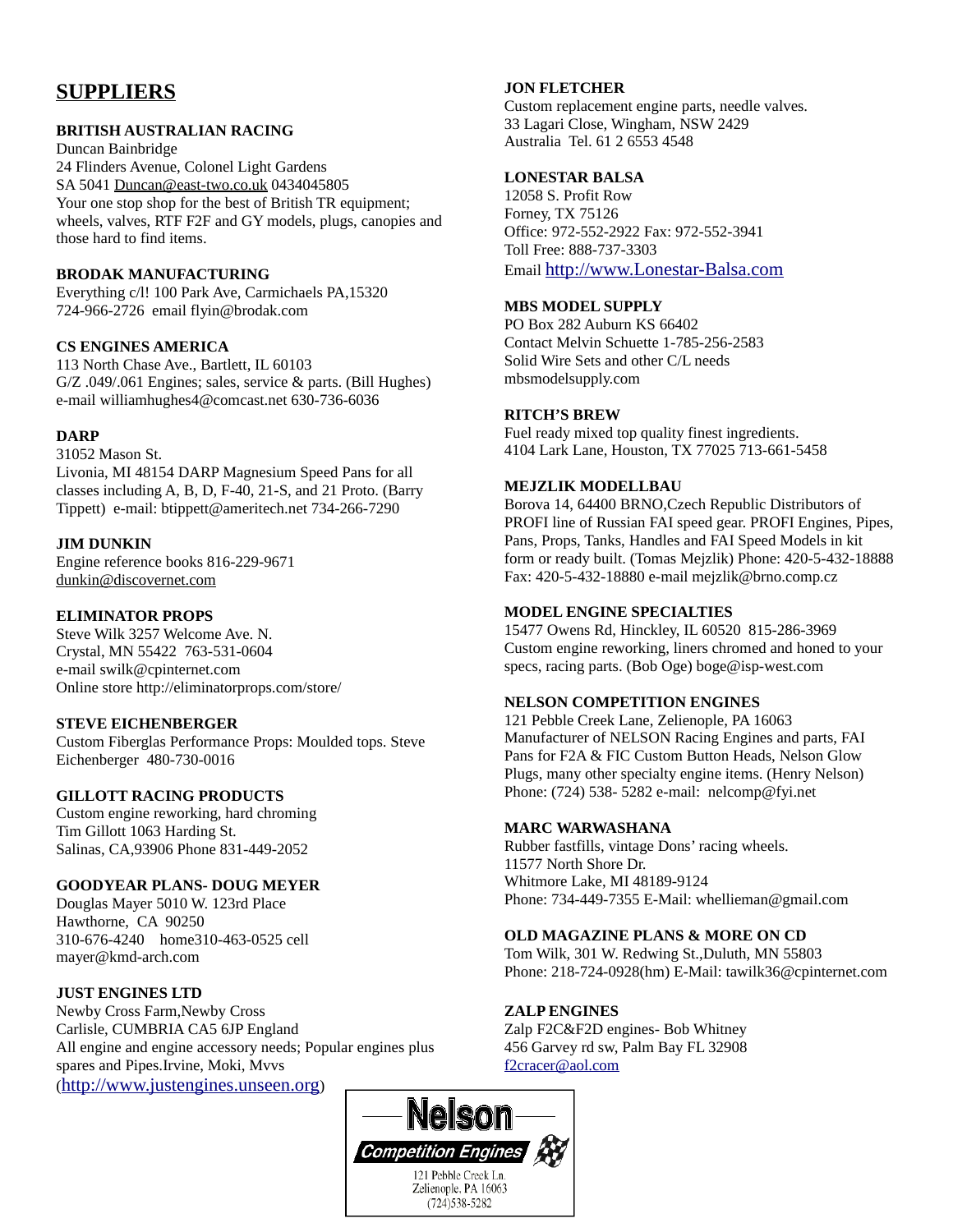## SUPPLIERS

**BRITISH AUSTRALIAN RACING**
Duncan Bainbridge
24 Flinders Avenue, Colonel Light Gardens
SA 5041 Duncan@east-two.co.uk 0434045805
Your one stop shop for the best of British TR equipment; wheels, valves, RTF F2F and GY models, plugs, canopies and those hard to find items.

**BRODAK MANUFACTURING**
Everything c/l! 100 Park Ave, Carmichaels PA,15320
724-966-2726 email flyin@brodak.com

**CS ENGINES AMERICA**
113 North Chase Ave., Bartlett, IL 60103
G/Z .049/.061 Engines; sales, service & parts. (Bill Hughes)
e-mail williamhughes4@comcast.net 630-736-6036

**DARP**
31052 Mason St.
Livonia, MI 48154 DARP Magnesium Speed Pans for all classes including A, B, D, F-40, 21-S, and 21 Proto. (Barry Tippett) e-mail: btippett@ameritech.net 734-266-7290

**JIM DUNKIN**
Engine reference books 816-229-9671
dunkin@discovernet.com

**ELIMINATOR PROPS**
Steve Wilk 3257 Welcome Ave. N.
Crystal, MN 55422 763-531-0604
e-mail swilk@cpinternet.com
Online store http://eliminatorprops.com/store/

**STEVE EICHENBERGER**
Custom Fiberglas Performance Props: Moulded tops. Steve Eichenberger 480-730-0016

**GILLOTT RACING PRODUCTS**
Custom engine reworking, hard chroming
Tim Gillott 1063 Harding St.
Salinas, CA,93906 Phone 831-449-2052

**GOODYEAR PLANS- DOUG MEYER**
Douglas Mayer 5010 W. 123rd Place
Hawthorne, CA 90250
310-676-4240 home310-463-0525 cell
mayer@kmd-arch.com

**JUST ENGINES LTD**
Newby Cross Farm,Newby Cross
Carlisle, CUMBRIA CA5 6JP England
All engine and engine accessory needs; Popular engines plus spares and Pipes.Irvine, Moki, Mvvs
(http://www.justengines.unseen.org)

**JON FLETCHER**
Custom replacement engine parts, needle valves.
33 Lagari Close, Wingham, NSW 2429
Australia Tel. 61 2 6553 4548

**LONESTAR BALSA**
12058 S. Profit Row
Forney, TX 75126
Office: 972-552-2922 Fax: 972-552-3941
Toll Free: 888-737-3303
Email http://www.Lonestar-Balsa.com

**MBS MODEL SUPPLY**
PO Box 282 Auburn KS 66402
Contact Melvin Schuette 1-785-256-2583
Solid Wire Sets and other C/L needs
mbsmodelsupply.com

**RITCH'S BREW**
Fuel ready mixed top quality finest ingredients.
4104 Lark Lane, Houston, TX 77025 713-661-5458

**MEJZLIK MODELLBAU**
Borova 14, 64400 BRNO,Czech Republic Distributors of PROFI line of Russian FAI speed gear. PROFI Engines, Pipes, Pans, Props, Tanks, Handles and FAI Speed Models in kit form or ready built. (Tomas Mejzlik) Phone: 420-5-432-18888 Fax: 420-5-432-18880 e-mail mejzlik@brno.comp.cz

**MODEL ENGINE SPECIALTIES**
15477 Owens Rd, Hinckley, IL 60520 815-286-3969
Custom engine reworking, liners chromed and honed to your specs, racing parts. (Bob Oge) boge@isp-west.com

**NELSON COMPETITION ENGINES**
121 Pebble Creek Lane, Zelienople, PA 16063
Manufacturer of NELSON Racing Engines and parts, FAI Pans for F2A & FIC Custom Button Heads, Nelson Glow Plugs, many other specialty engine items. (Henry Nelson)
Phone: (724) 538- 5282 e-mail: nelcomp@fyi.net

**MARC WARWASHANA**
Rubber fastfills, vintage Dons' racing wheels.
11577 North Shore Dr.
Whitmore Lake, MI 48189-9124
Phone: 734-449-7355 E-Mail: whellieman@gmail.com

**OLD MAGAZINE PLANS & MORE ON CD**
Tom Wilk, 301 W. Redwing St.,Duluth, MN 55803
Phone: 218-724-0928(hm) E-Mail: tawilk36@cpinternet.com

**ZALP ENGINES**
Zalp F2C&F2D engines- Bob Whitney
456 Garvey rd sw, Palm Bay FL 32908
f2cracer@aol.com

**Nelson**
**Competition Engines**
121 Pebble Creek Ln.
Zelienople, PA 16063
(724)538-5282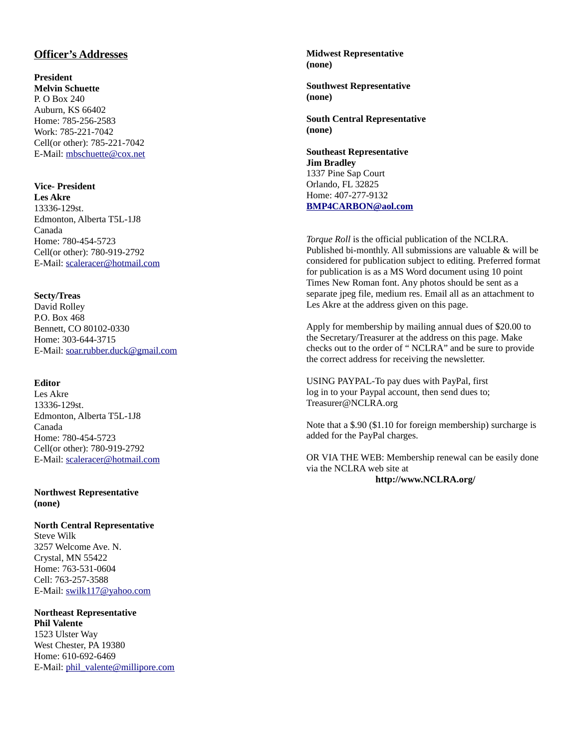## Officer's Addresses

**President**
**Melvin Schuette**
P. O Box 240
Auburn, KS 66402
Home: 785-256-2583
Work: 785-221-7042
Cell(or other): 785-221-7042
E-Mail: mbschuette@cox.net

**Vice- President**
**Les Akre**
13336-129st.
Edmonton, Alberta T5L-1J8
Canada
Home: 780-454-5723
Cell(or other): 780-919-2792
E-Mail: scaleracer@hotmail.com

**Secty/Treas**
David Rolley
P.O. Box 468
Bennett, CO 80102-0330
Home: 303-644-3715
E-Mail: soar.rubber.duck@gmail.com

**Editor**
Les Akre
13336-129st.
Edmonton, Alberta T5L-1J8
Canada
Home: 780-454-5723
Cell(or other): 780-919-2792
E-Mail: scaleracer@hotmail.com

**Northwest Representative**
**(none)**

**North Central Representative**
Steve Wilk
3257 Welcome Ave. N.
Crystal, MN 55422
Home: 763-531-0604
Cell: 763-257-3588
E-Mail: swilk117@yahoo.com

**Northeast Representative**
**Phil Valente**
1523 Ulster Way
West Chester, PA 19380
Home: 610-692-6469
E-Mail: phil_valente@millipore.com

**Midwest Representative**
**(none)**

**Southwest Representative**
**(none)**

**South Central Representative**
**(none)**

**Southeast Representative**
**Jim Bradley**
1337 Pine Sap Court
Orlando, FL 32825
Home: 407-277-9132
**BMP4CARBON@aol.com**

*Torque Roll* is the official publication of the NCLRA. Published bi-monthly. All submissions are valuable & will be considered for publication subject to editing. Preferred format for publication is as a MS Word document using 10 point Times New Roman font. Any photos should be sent as a separate jpeg file, medium res. Email all as an attachment to Les Akre at the address given on this page.

Apply for membership by mailing annual dues of $20.00 to the Secretary/Treasurer at the address on this page. Make checks out to the order of " NCLRA" and be sure to provide the correct address for receiving the newsletter.

USING PAYPAL-To pay dues with PayPal, first log in to your Paypal account, then send dues to; Treasurer@NCLRA.org

Note that a $.90 ($1.10 for foreign membership) surcharge is added for the PayPal charges.

OR VIA THE WEB: Membership renewal can be easily done via the NCLRA web site at

**http://www.NCLRA.org/**